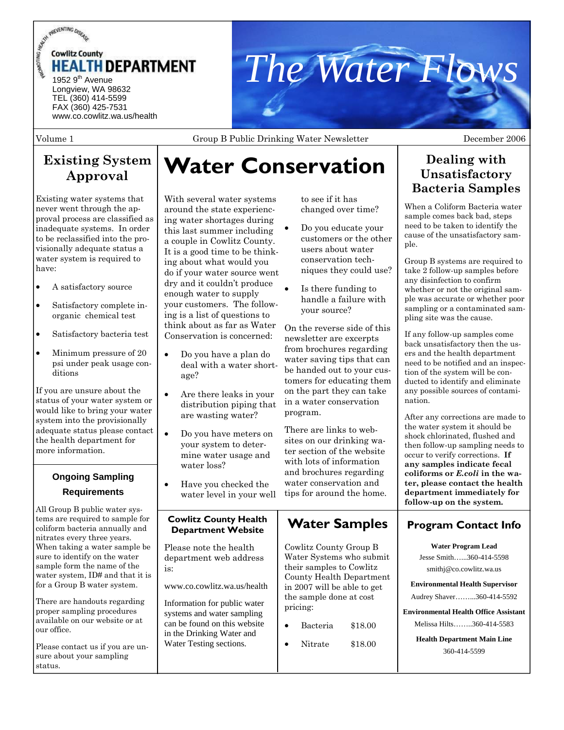Cowlitz County
**HEALTH DEPARTMENT**
1952 9th Avenue
Longview, WA 98632
TEL (360) 414-5599
FAX (360) 425-7531
www.co.cowlitz.wa.us/health

# The Water Flows

Volume 1 — Group B Public Drinking Water Newsletter — December 2006

## Existing System Approval

Existing water systems that never went through the approval process are classified as inadequate systems. In order to be reclassified into the provisionally adequate status a water system is required to have:

- A satisfactory source
- Satisfactory complete inorganic chemical test
- Satisfactory bacteria test
- Minimum pressure of 20 psi under peak usage conditions

If you are unsure about the status of your water system or would like to bring your water system into the provisionally adequate status please contact the health department for more information.

### Ongoing Sampling Requirements

All Group B public water systems are required to sample for coliform bacteria annually and nitrates every three years. When taking a water sample be sure to identify on the water sample form the name of the water system, ID# and that it is for a Group B water system.

There are handouts regarding proper sampling procedures available on our website or at our office.

Please contact us if you are unsure about your sampling status.

## Water Conservation

With several water systems around the state experiencing water shortages during this last summer including a couple in Cowlitz County. It is a good time to be thinking about what would you do if your water source went dry and it couldn't produce enough water to supply your customers. The following is a list of questions to think about as far as Water Conservation is concerned:

- Do you have a plan do deal with a water shortage?
- Are there leaks in your distribution piping that are wasting water?
- Do you have meters on your system to determine water usage and water loss?
- Have you checked the water level in your well to see if it has changed over time?
- Do you educate your customers or the other users about water conservation techniques they could use?
- Is there funding to handle a failure with your source?

On the reverse side of this newsletter are excerpts from brochures regarding water saving tips that can be handed out to your customers for educating them on the part they can take in a water conservation program.

There are links to websites on our drinking water section of the website with lots of information and brochures regarding water conservation and tips for around the home.

### Cowlitz County Health Department Website

Please note the health department web address is:

www.co.cowlitz.wa.us/health

Information for public water systems and water sampling can be found on this website in the Drinking Water and Water Testing sections.

### Water Samples

Cowlitz County Group B Water Systems who submit their samples to Cowlitz County Health Department in 2007 will be able to get the sample done at cost pricing:

- Bacteria $18.00
- Nitrate $18.00

## Dealing with Unsatisfactory Bacteria Samples

When a Coliform Bacteria water sample comes back bad, steps need to be taken to identify the cause of the unsatisfactory sample.

Group B systems are required to take 2 follow-up samples before any disinfection to confirm whether or not the original sample was accurate or whether poor sampling or a contaminated sampling site was the cause.

If any follow-up samples come back unsatisfactory then the users and the health department need to be notified and an inspection of the system will be conducted to identify and eliminate any possible sources of contamination.

After any corrections are made to the water system it should be shock chlorinated, flushed and then follow-up sampling needs to occur to verify corrections. **If any samples indicate fecal coliforms or *E.coli* in the water, please contact the health department immediately for follow-up on the system.**

### Program Contact Info

**Water Program Lead**
Jesse Smith……360-414-5598
smithj@co.cowlitz.wa.us

**Environmental Health Supervisor**
Audrey Shaver……...360-414-5592

**Environmental Health Office Assistant**
Melissa Hilts……..360-414-5583

**Health Department Main Line**
360-414-5599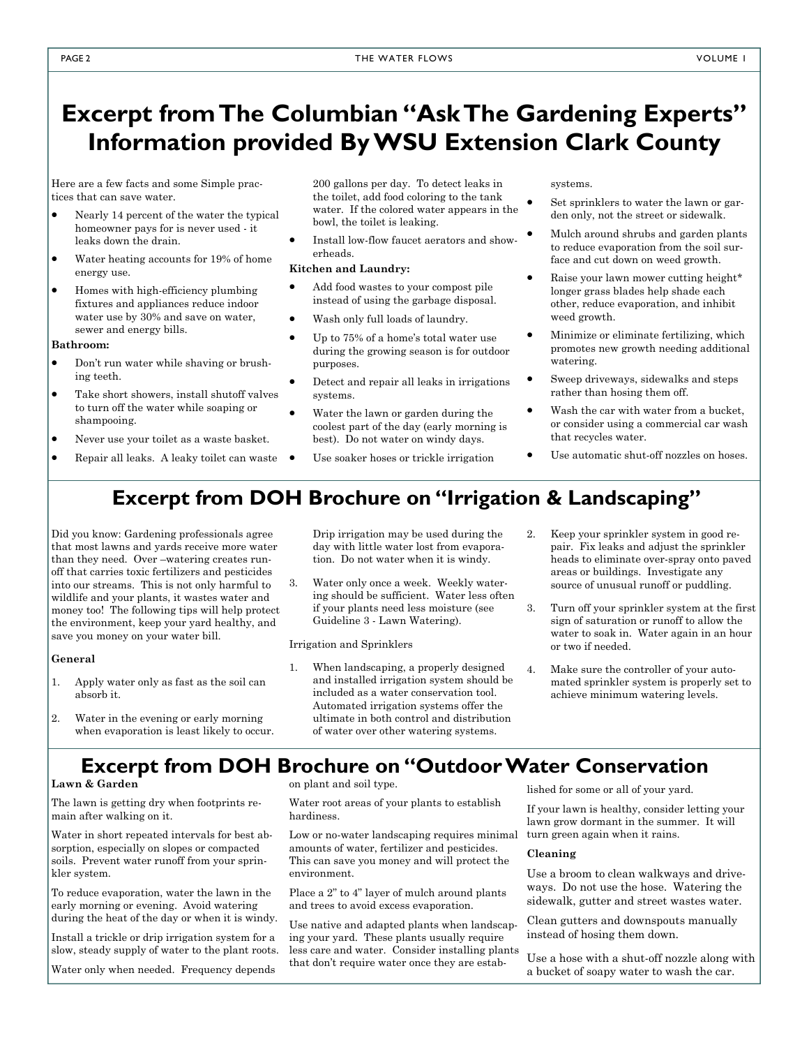# Excerpt from The Columbian "Ask The Gardening Experts" Information provided By WSU Extension Clark County

Here are a few facts and some Simple practices that can save water.

- Nearly 14 percent of the water the typical homeowner pays for is never used - it leaks down the drain.
- Water heating accounts for 19% of home energy use.
- Homes with high-efficiency plumbing fixtures and appliances reduce indoor water use by 30% and save on water, sewer and energy bills.

**Bathroom:**

- Don't run water while shaving or brushing teeth.
- Take short showers, install shutoff valves to turn off the water while soaping or shampooing.
- Never use your toilet as a waste basket.
- Repair all leaks. A leaky toilet can waste 200 gallons per day. To detect leaks in the toilet, add food coloring to the tank water. If the colored water appears in the bowl, the toilet is leaking.
- Install low-flow faucet aerators and showerheads.

**Kitchen and Laundry:**

- Add food wastes to your compost pile instead of using the garbage disposal.
- Wash only full loads of laundry.
- Up to 75% of a home's total water use during the growing season is for outdoor purposes.
- Detect and repair all leaks in irrigations systems.
- Water the lawn or garden during the coolest part of the day (early morning is best). Do not water on windy days.
- Use soaker hoses or trickle irrigation systems.
- Set sprinklers to water the lawn or garden only, not the street or sidewalk.
- Mulch around shrubs and garden plants to reduce evaporation from the soil surface and cut down on weed growth.
- Raise your lawn mower cutting height* longer grass blades help shade each other, reduce evaporation, and inhibit weed growth.
- Minimize or eliminate fertilizing, which promotes new growth needing additional watering.
- Sweep driveways, sidewalks and steps rather than hosing them off.
- Wash the car with water from a bucket, or consider using a commercial car wash that recycles water.
- Use automatic shut-off nozzles on hoses.

## Excerpt from DOH Brochure on "Irrigation & Landscaping"

Did you know: Gardening professionals agree that most lawns and yards receive more water than they need. Over –watering creates runoff that carries toxic fertilizers and pesticides into our streams. This is not only harmful to wildlife and your plants, it wastes water and money too! The following tips will help protect the environment, keep your yard healthy, and save you money on your water bill.

**General**

1. Apply water only as fast as the soil can absorb it.
2. Water in the evening or early morning when evaporation is least likely to occur. Drip irrigation may be used during the day with little water lost from evaporation. Do not water when it is windy.
3. Water only once a week. Weekly watering should be sufficient. Water less often if your plants need less moisture (see Guideline 3 - Lawn Watering).

Irrigation and Sprinklers

1. When landscaping, a properly designed and installed irrigation system should be included as a water conservation tool. Automated irrigation systems offer the ultimate in both control and distribution of water over other watering systems.
2. Keep your sprinkler system in good repair. Fix leaks and adjust the sprinkler heads to eliminate over-spray onto paved areas or buildings. Investigate any source of unusual runoff or puddling.
3. Turn off your sprinkler system at the first sign of saturation or runoff to allow the water to soak in. Water again in an hour or two if needed.
4. Make sure the controller of your automated sprinkler system is properly set to achieve minimum watering levels.

## Excerpt from DOH Brochure on "Outdoor Water Conservation

**Lawn & Garden**

The lawn is getting dry when footprints remain after walking on it.

Water in short repeated intervals for best absorption, especially on slopes or compacted soils. Prevent water runoff from your sprinkler system.

To reduce evaporation, water the lawn in the early morning or evening. Avoid watering during the heat of the day or when it is windy.

Install a trickle or drip irrigation system for a slow, steady supply of water to the plant roots.

Water only when needed. Frequency depends on plant and soil type.

Water root areas of your plants to establish hardiness.

Low or no-water landscaping requires minimal amounts of water, fertilizer and pesticides. This can save you money and will protect the environment.

Place a 2" to 4" layer of mulch around plants and trees to avoid excess evaporation.

Use native and adapted plants when landscaping your yard. These plants usually require less care and water. Consider installing plants that don't require water once they are established for some or all of your yard.

If your lawn is healthy, consider letting your lawn grow dormant in the summer. It will turn green again when it rains.

**Cleaning**

Use a broom to clean walkways and driveways. Do not use the hose. Watering the sidewalk, gutter and street wastes water.

Clean gutters and downspouts manually instead of hosing them down.

Use a hose with a shut-off nozzle along with a bucket of soapy water to wash the car.